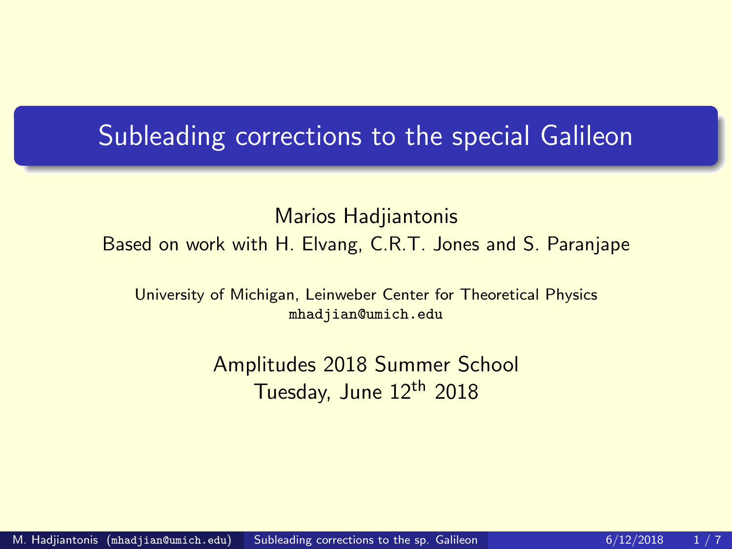# Subleading corrections to the special Galileon

Marios Hadjiantonis

Based on work with H. Elvang, C.R.T. Jones and S. Paranjape

University of Michigan, Leinweber Center for Theoretical Physics

mhadjian@umich.edu

Amplitudes 2018 Summer School

Tuesday, June $12^{\text{th}}$ 2018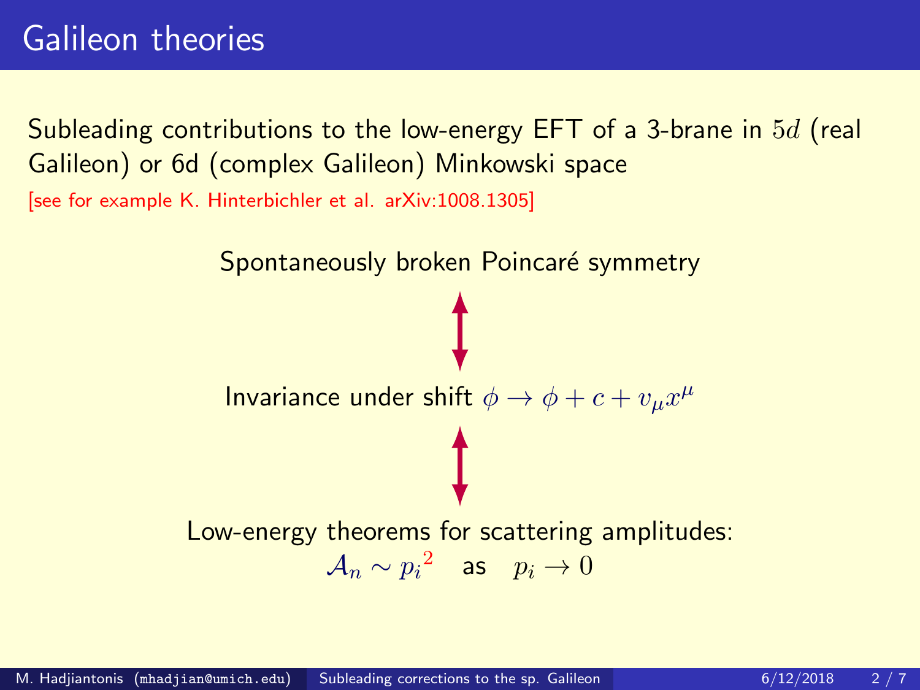# Galileon theories

Subleading contributions to the low-energy EFT of a 3-brane in $5d$ (real Galileon) or 6d (complex Galileon) Minkowski space

[see for example K. Hinterbichler et al. arXiv:1008.1305]

Spontaneously broken Poincaré symmetry

↕

Invariance under shift $\phi \to \phi + c + v_\mu x^\mu$

↕

Low-energy theorems for scattering amplitudes:

$$\mathcal{A}_n \sim {p_i}^2 \quad \text{as} \quad p_i \to 0$$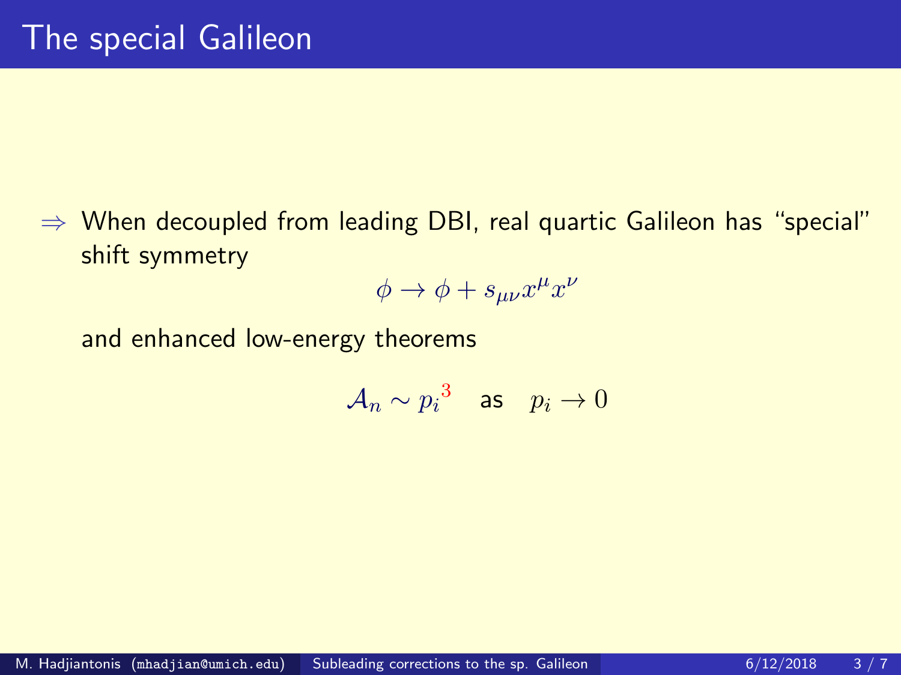# The special Galileon

$\Rightarrow$ When decoupled from leading DBI, real quartic Galileon has “special” shift symmetry

$$\phi \to \phi + s_{\mu\nu} x^\mu x^\nu$$

and enhanced low-energy theorems

$$\mathcal{A}_n \sim p_i^{\,3} \quad \text{as} \quad p_i \to 0$$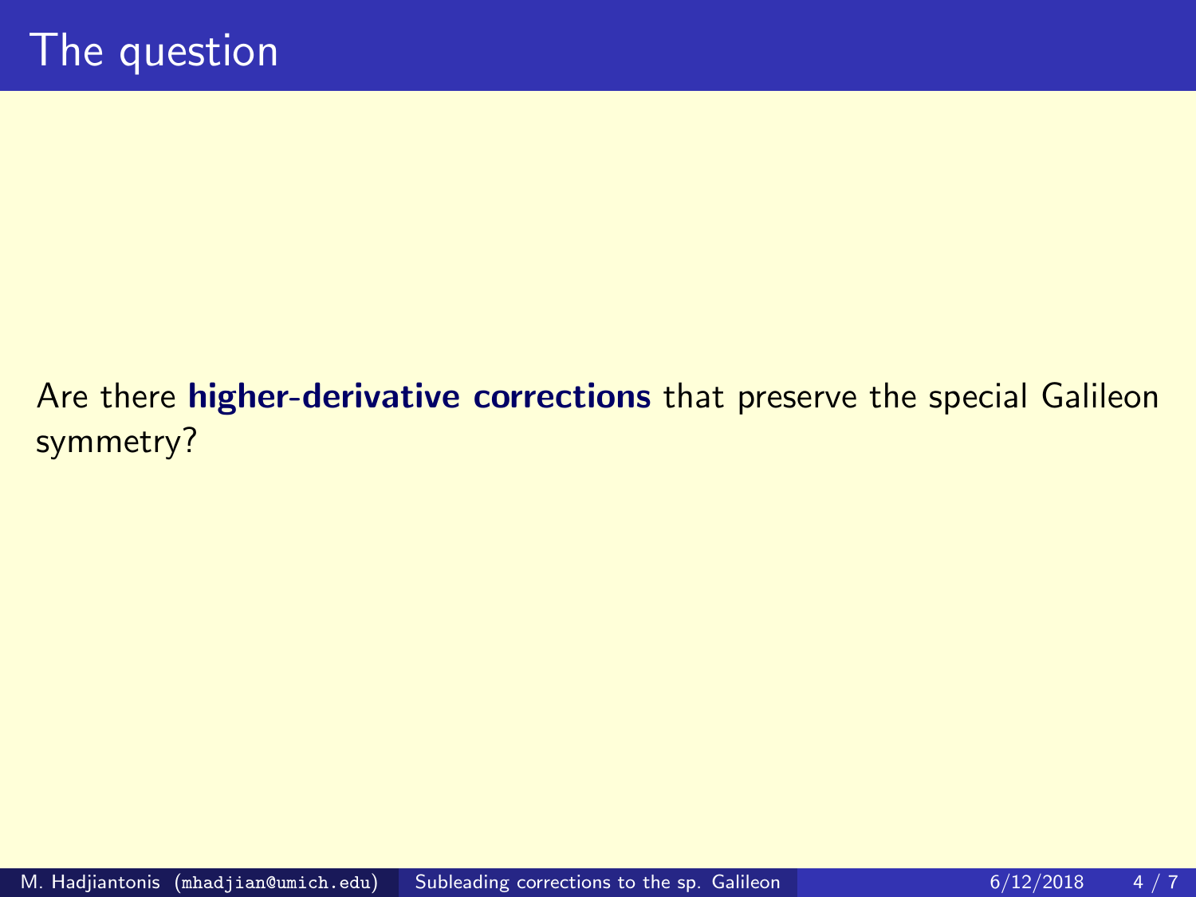# The question

Are there **higher-derivative corrections** that preserve the special Galileon symmetry?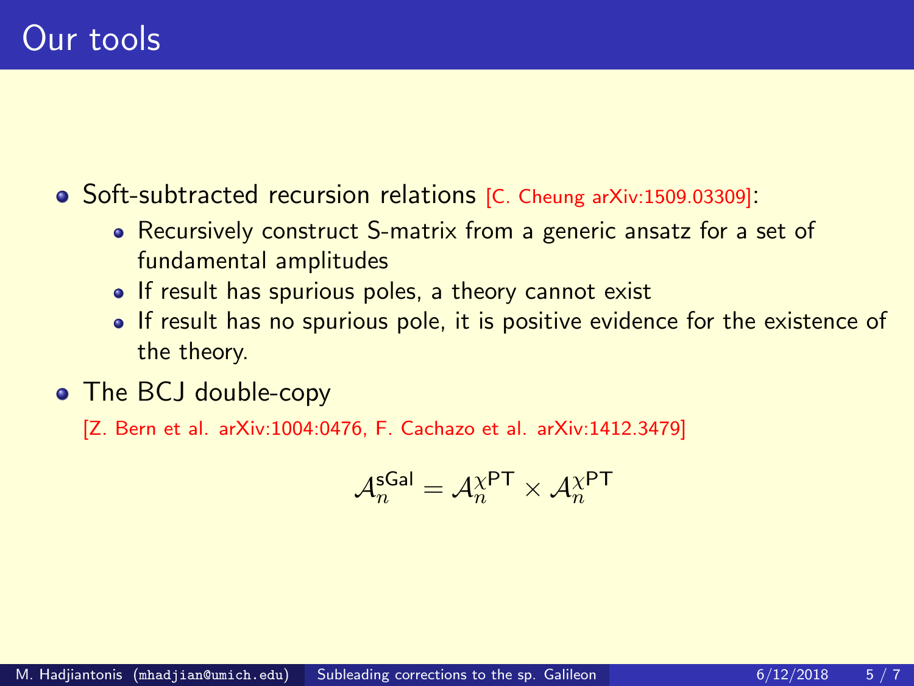# Our tools

- Soft-subtracted recursion relations [C. Cheung arXiv:1509.03309]:
  - Recursively construct S-matrix from a generic ansatz for a set of fundamental amplitudes
  - If result has spurious poles, a theory cannot exist
  - If result has no spurious pole, it is positive evidence for the existence of the theory.
- The BCJ double-copy

  [Z. Bern et al. arXiv:1004:0476, F. Cachazo et al. arXiv:1412.3479]

$$\mathcal{A}_n^{\mathsf{sGal}} = \mathcal{A}_n^{\chi\mathsf{PT}} \times \mathcal{A}_n^{\chi\mathsf{PT}}$$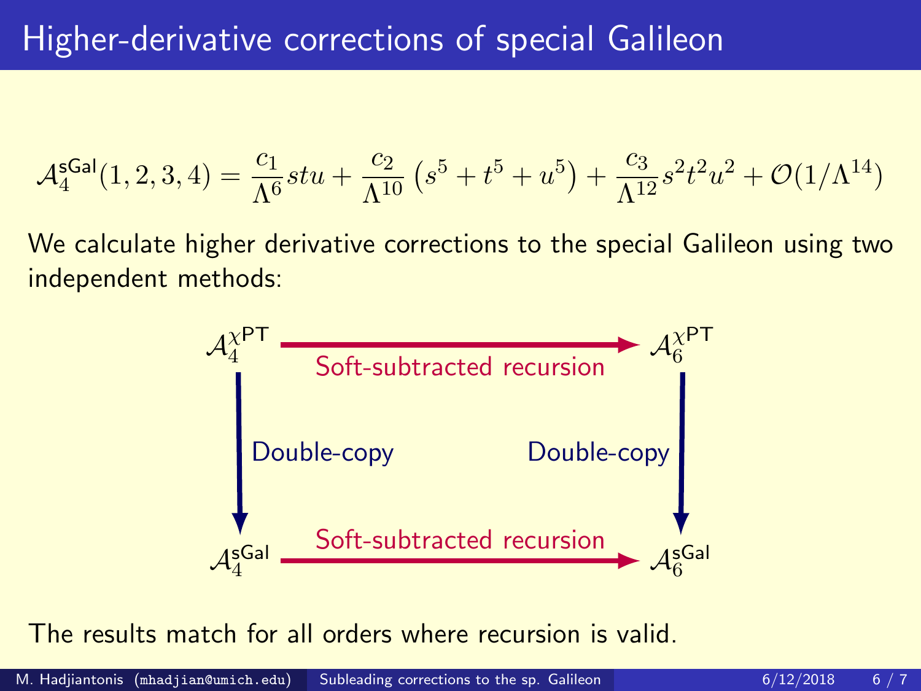# Higher-derivative corrections of special Galileon

$$\mathcal{A}_4^{\mathsf{sGal}}(1,2,3,4) = \frac{c_1}{\Lambda^6} stu + \frac{c_2}{\Lambda^{10}}\left(s^5 + t^5 + u^5\right) + \frac{c_3}{\Lambda^{12}} s^2 t^2 u^2 + \mathcal{O}(1/\Lambda^{14})$$

We calculate higher derivative corrections to the special Galileon using two independent methods:

$$\begin{array}{ccc}
\mathcal{A}_4^{\chi\mathsf{PT}} & \xrightarrow{\text{Soft-subtracted recursion}} & \mathcal{A}_6^{\chi\mathsf{PT}} \\
\Big\downarrow \text{Double-copy} & & \text{Double-copy} \Big\downarrow \\
\mathcal{A}_4^{\mathsf{sGal}} & \xrightarrow{\text{Soft-subtracted recursion}} & \mathcal{A}_6^{\mathsf{sGal}}
\end{array}$$

The results match for all orders where recursion is valid.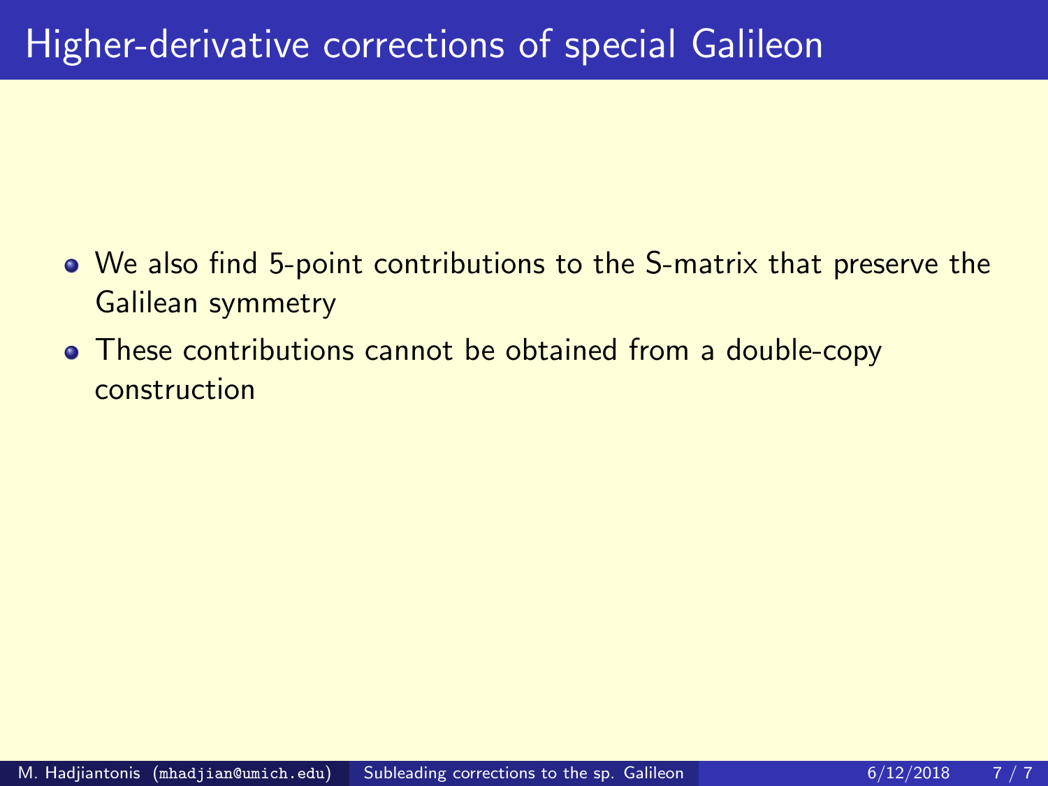# Higher-derivative corrections of special Galileon

- We also find 5-point contributions to the S-matrix that preserve the Galilean symmetry
- These contributions cannot be obtained from a double-copy construction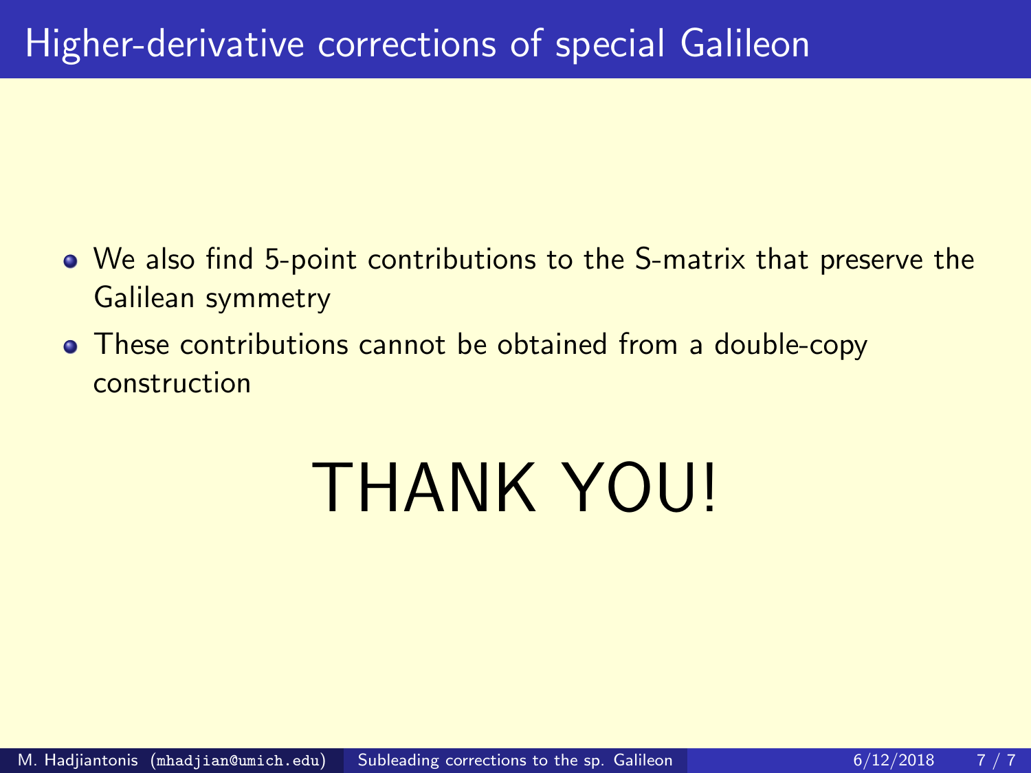# Higher-derivative corrections of special Galileon

- We also find 5-point contributions to the S-matrix that preserve the Galilean symmetry
- These contributions cannot be obtained from a double-copy construction

THANK YOU!